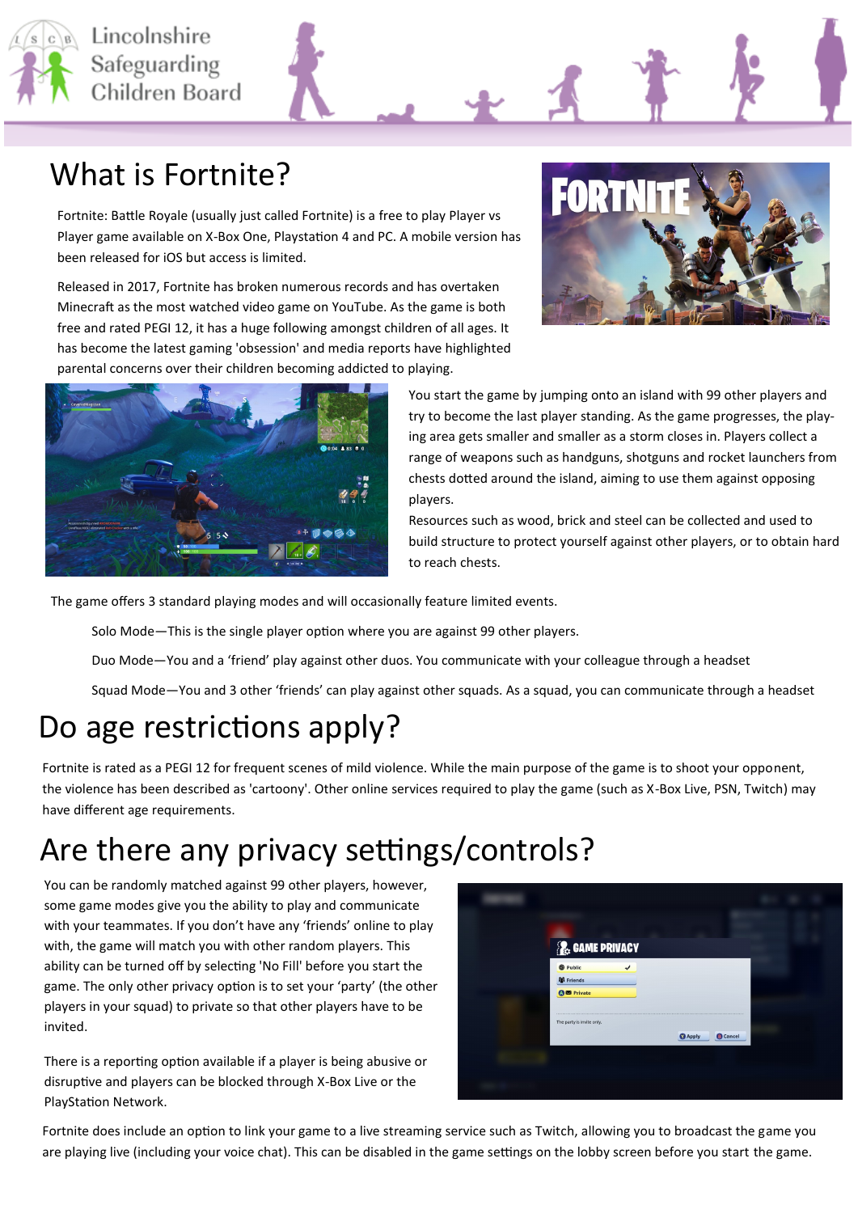Lincolnshire Safeguarding Children Board

# What is Fortnite?

Fortnite: Battle Royale (usually just called Fortnite) is a free to play Player vs Player game available on X-Box One, Playstation 4 and PC. A mobile version has been released for iOS but access is limited.

Released in 2017, Fortnite has broken numerous records and has overtaken Minecraft as the most watched video game on YouTube. As the game is both free and rated PEGI 12, it has a huge following amongst children of all ages. It has become the latest gaming 'obsession' and media reports have highlighted parental concerns over their children becoming addicted to playing.

You start the game by jumping onto an island with 99 other players and try to become the last player standing. As the game progresses, the playing area gets smaller and smaller as a storm closes in. Players collect a range of weapons such as handguns, shotguns and rocket launchers from chests dotted around the island, aiming to use them against opposing players.

Resources such as wood, brick and steel can be collected and used to build structure to protect yourself against other players, or to obtain hard to reach chests.

The game offers 3 standard playing modes and will occasionally feature limited events.

- Solo Mode—This is the single player option where you are against 99 other players.
- Duo Mode—You and a 'friend' play against other duos. You communicate with your colleague through a headset
- Squad Mode—You and 3 other 'friends' can play against other squads. As a squad, you can communicate through a headset

# Do age restrictions apply?

Fortnite is rated as a PEGI 12 for frequent scenes of mild violence. While the main purpose of the game is to shoot your opponent, the violence has been described as 'cartoony'. Other online services required to play the game (such as X-Box Live, PSN, Twitch) may have different age requirements.

# Are there any privacy settings/controls?

You can be randomly matched against 99 other players, however, some game modes give you the ability to play and communicate with your teammates. If you don't have any 'friends' online to play with, the game will match you with other random players. This ability can be turned off by selecting 'No Fill' before you start the game. The only other privacy option is to set your 'party' (the other players in your squad) to private so that other players have to be invited.

There is a reporting option available if a player is being abusive or disruptive and players can be blocked through X-Box Live or the PlayStation Network.

Fortnite does include an option to link your game to a live streaming service such as Twitch, allowing you to broadcast the game you are playing live (including your voice chat). This can be disabled in the game settings on the lobby screen before you start the game.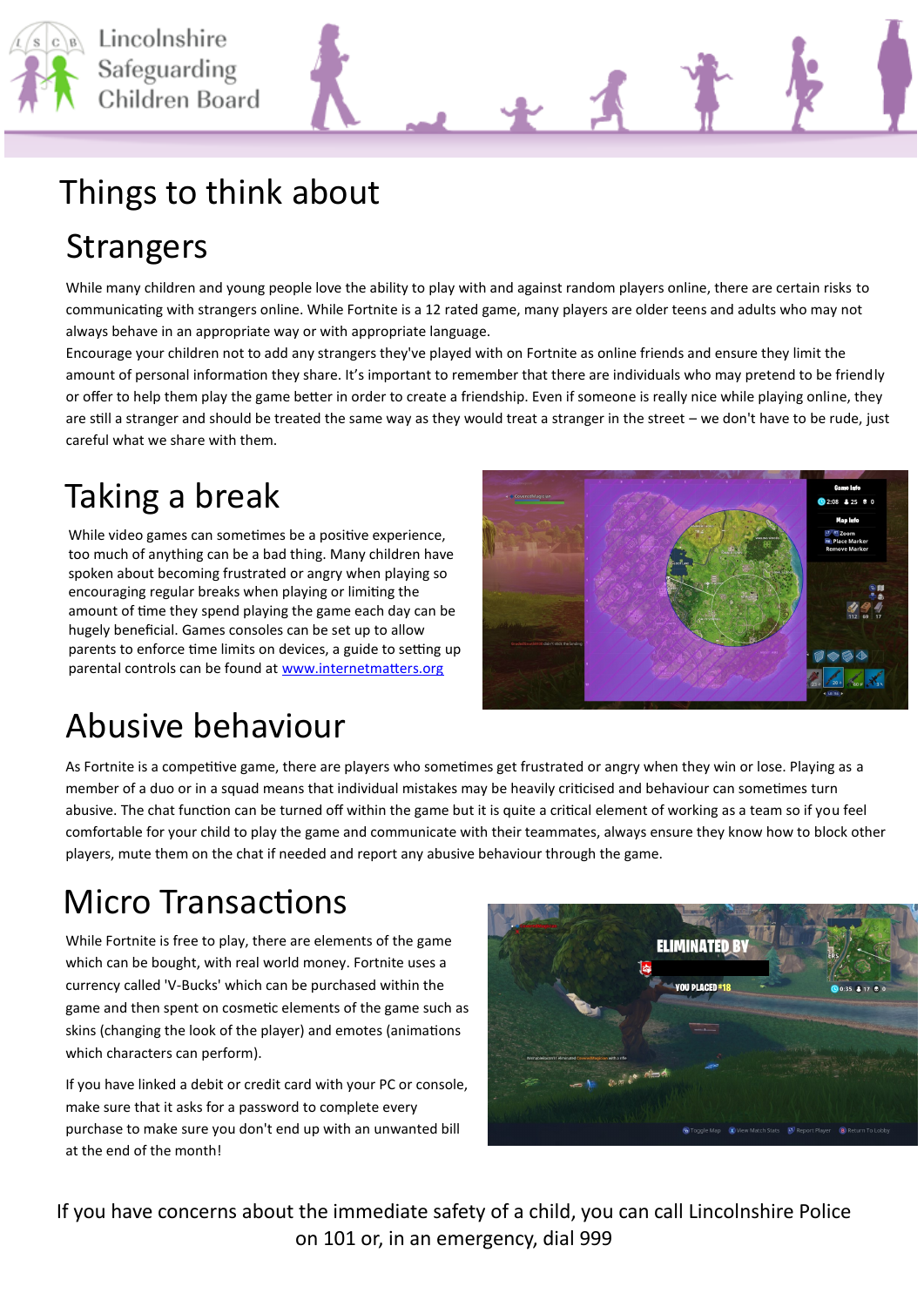# Things to think about

## Strangers

While many children and young people love the ability to play with and against random players online, there are certain risks to communicating with strangers online. While Fortnite is a 12 rated game, many players are older teens and adults who may not always behave in an appropriate way or with appropriate language.

Encourage your children not to add any strangers they've played with on Fortnite as online friends and ensure they limit the amount of personal information they share. It's important to remember that there are individuals who may pretend to be friendly or offer to help them play the game better in order to create a friendship. Even if someone is really nice while playing online, they are still a stranger and should be treated the same way as they would treat a stranger in the street – we don't have to be rude, just careful what we share with them.

## Taking a break

While video games can sometimes be a positive experience, too much of anything can be a bad thing. Many children have spoken about becoming frustrated or angry when playing so encouraging regular breaks when playing or limiting the amount of time they spend playing the game each day can be hugely beneficial. Games consoles can be set up to allow parents to enforce time limits on devices, a guide to setting up parental controls can be found at [www.internetmatters.org](http://www.internetmatters.org)

## Abusive behaviour

As Fortnite is a competitive game, there are players who sometimes get frustrated or angry when they win or lose. Playing as a member of a duo or in a squad means that individual mistakes may be heavily criticised and behaviour can sometimes turn abusive. The chat function can be turned off within the game but it is quite a critical element of working as a team so if you feel comfortable for your child to play the game and communicate with their teammates, always ensure they know how to block other players, mute them on the chat if needed and report any abusive behaviour through the game.

## Micro Transactions

While Fortnite is free to play, there are elements of the game which can be bought, with real world money. Fortnite uses a currency called 'V-Bucks' which can be purchased within the game and then spent on cosmetic elements of the game such as skins (changing the look of the player) and emotes (animations which characters can perform).

If you have linked a debit or credit card with your PC or console, make sure that it asks for a password to complete every purchase to make sure you don't end up with an unwanted bill at the end of the month!

If you have concerns about the immediate safety of a child, you can call Lincolnshire Police on 101 or, in an emergency, dial 999